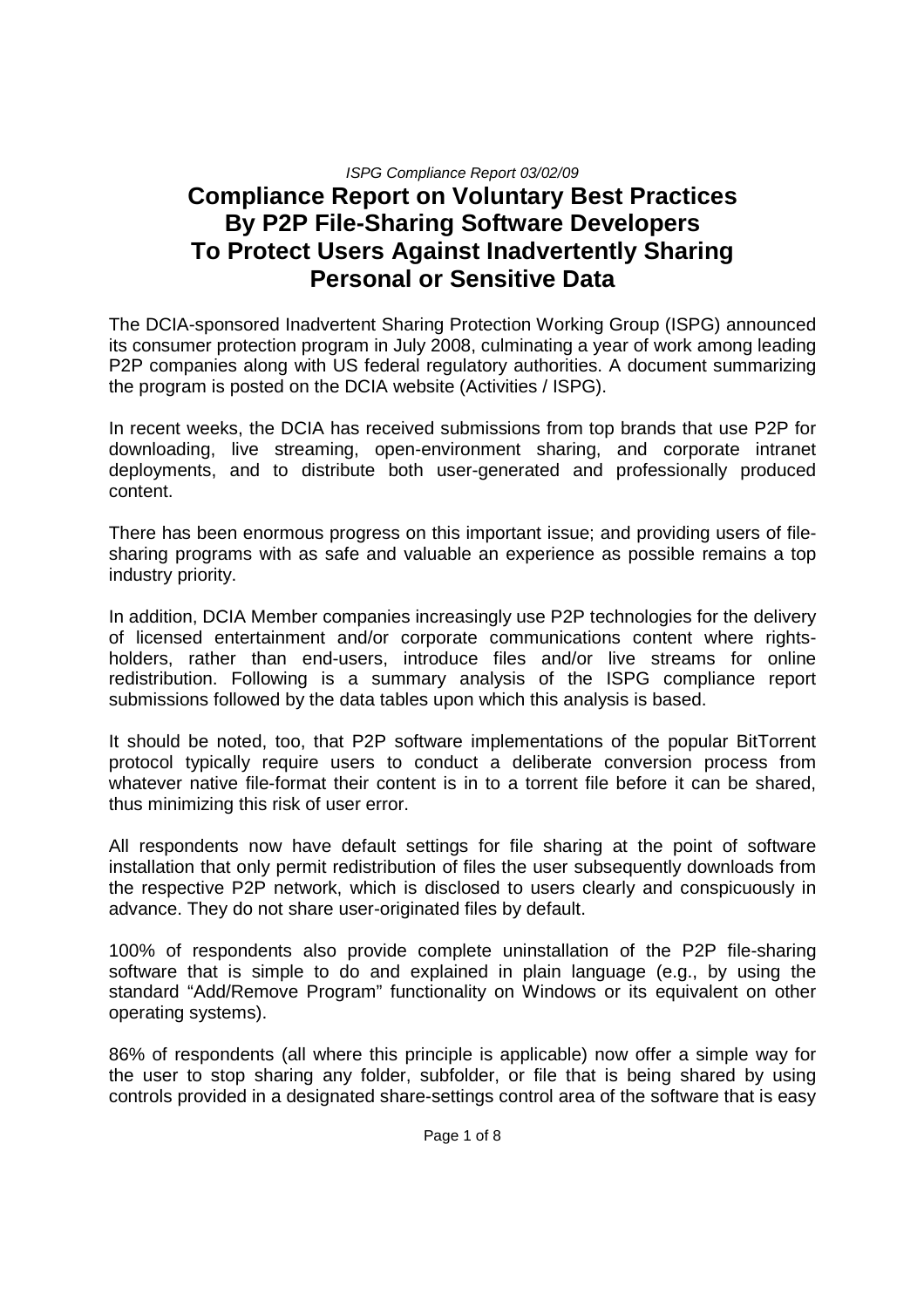*ISPG Compliance Report 03/02/09*

# Compliance Report on Voluntary Best Practices By P2P File-Sharing Software Developers To Protect Users Against Inadvertently Sharing Personal or Sensitive Data

The DCIA-sponsored Inadvertent Sharing Protection Working Group (ISPG) announced its consumer protection program in July 2008, culminating a year of work among leading P2P companies along with US federal regulatory authorities. A document summarizing the program is posted on the DCIA website (Activities / ISPG).

In recent weeks, the DCIA has received submissions from top brands that use P2P for downloading, live streaming, open-environment sharing, and corporate intranet deployments, and to distribute both user-generated and professionally produced content.

There has been enormous progress on this important issue; and providing users of file-sharing programs with as safe and valuable an experience as possible remains a top industry priority.

In addition, DCIA Member companies increasingly use P2P technologies for the delivery of licensed entertainment and/or corporate communications content where rights-holders, rather than end-users, introduce files and/or live streams for online redistribution. Following is a summary analysis of the ISPG compliance report submissions followed by the data tables upon which this analysis is based.

It should be noted, too, that P2P software implementations of the popular BitTorrent protocol typically require users to conduct a deliberate conversion process from whatever native file-format their content is in to a torrent file before it can be shared, thus minimizing this risk of user error.

All respondents now have default settings for file sharing at the point of software installation that only permit redistribution of files the user subsequently downloads from the respective P2P network, which is disclosed to users clearly and conspicuously in advance. They do not share user-originated files by default.

100% of respondents also provide complete uninstallation of the P2P file-sharing software that is simple to do and explained in plain language (e.g., by using the standard "Add/Remove Program" functionality on Windows or its equivalent on other operating systems).

86% of respondents (all where this principle is applicable) now offer a simple way for the user to stop sharing any folder, subfolder, or file that is being shared by using controls provided in a designated share-settings control area of the software that is easy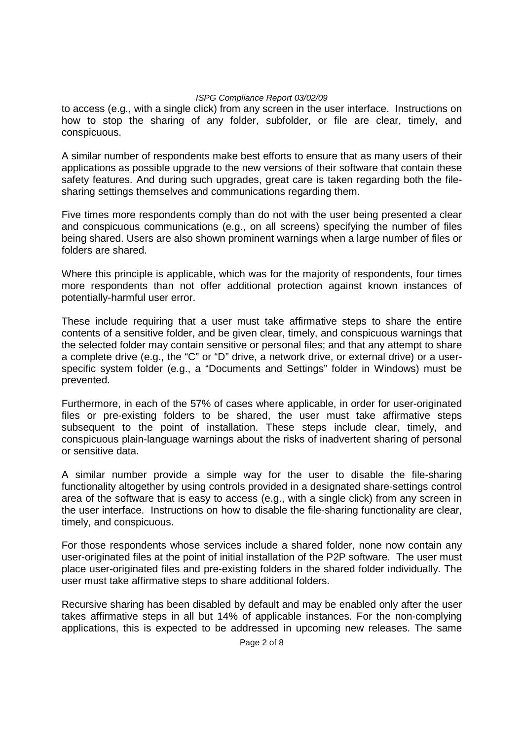to access (e.g., with a single click) from any screen in the user interface. Instructions on how to stop the sharing of any folder, subfolder, or file are clear, timely, and conspicuous.

A similar number of respondents make best efforts to ensure that as many users of their applications as possible upgrade to the new versions of their software that contain these safety features. And during such upgrades, great care is taken regarding both the file-sharing settings themselves and communications regarding them.

Five times more respondents comply than do not with the user being presented a clear and conspicuous communications (e.g., on all screens) specifying the number of files being shared. Users are also shown prominent warnings when a large number of files or folders are shared.

Where this principle is applicable, which was for the majority of respondents, four times more respondents than not offer additional protection against known instances of potentially-harmful user error.

These include requiring that a user must take affirmative steps to share the entire contents of a sensitive folder, and be given clear, timely, and conspicuous warnings that the selected folder may contain sensitive or personal files; and that any attempt to share a complete drive (e.g., the "C" or "D" drive, a network drive, or external drive) or a user-specific system folder (e.g., a "Documents and Settings" folder in Windows) must be prevented.

Furthermore, in each of the 57% of cases where applicable, in order for user-originated files or pre-existing folders to be shared, the user must take affirmative steps subsequent to the point of installation. These steps include clear, timely, and conspicuous plain-language warnings about the risks of inadvertent sharing of personal or sensitive data.

A similar number provide a simple way for the user to disable the file-sharing functionality altogether by using controls provided in a designated share-settings control area of the software that is easy to access (e.g., with a single click) from any screen in the user interface. Instructions on how to disable the file-sharing functionality are clear, timely, and conspicuous.

For those respondents whose services include a shared folder, none now contain any user-originated files at the point of initial installation of the P2P software. The user must place user-originated files and pre-existing folders in the shared folder individually. The user must take affirmative steps to share additional folders.

Recursive sharing has been disabled by default and may be enabled only after the user takes affirmative steps in all but 14% of applicable instances. For the non-complying applications, this is expected to be addressed in upcoming new releases. The same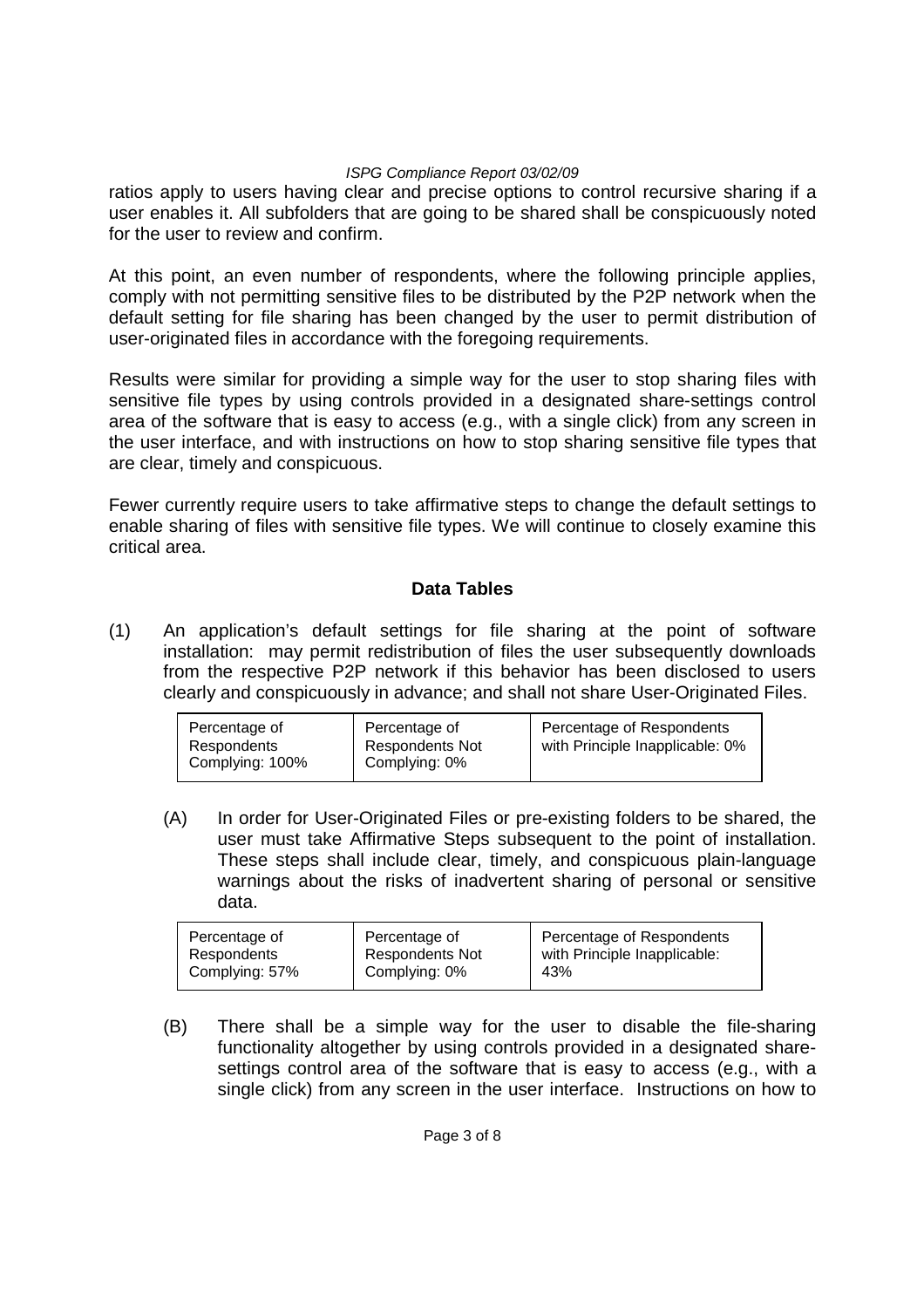ratios apply to users having clear and precise options to control recursive sharing if a user enables it. All subfolders that are going to be shared shall be conspicuously noted for the user to review and confirm.

At this point, an even number of respondents, where the following principle applies, comply with not permitting sensitive files to be distributed by the P2P network when the default setting for file sharing has been changed by the user to permit distribution of user-originated files in accordance with the foregoing requirements.

Results were similar for providing a simple way for the user to stop sharing files with sensitive file types by using controls provided in a designated share-settings control area of the software that is easy to access (e.g., with a single click) from any screen in the user interface, and with instructions on how to stop sharing sensitive file types that are clear, timely and conspicuous.

Fewer currently require users to take affirmative steps to change the default settings to enable sharing of files with sensitive file types. We will continue to closely examine this critical area.

**Data Tables**

(1) An application's default settings for file sharing at the point of software installation: may permit redistribution of files the user subsequently downloads from the respective P2P network if this behavior has been disclosed to users clearly and conspicuously in advance; and shall not share User-Originated Files.

| Percentage of Respondents Complying: 100% | Percentage of Respondents Not Complying: 0% | Percentage of Respondents with Principle Inapplicable: 0% |
|---|---|---|

(A) In order for User-Originated Files or pre-existing folders to be shared, the user must take Affirmative Steps subsequent to the point of installation. These steps shall include clear, timely, and conspicuous plain-language warnings about the risks of inadvertent sharing of personal or sensitive data.

| Percentage of Respondents Complying: 57% | Percentage of Respondents Not Complying: 0% | Percentage of Respondents with Principle Inapplicable: 43% |
|---|---|---|

(B) There shall be a simple way for the user to disable the file-sharing functionality altogether by using controls provided in a designated share-settings control area of the software that is easy to access (e.g., with a single click) from any screen in the user interface. Instructions on how to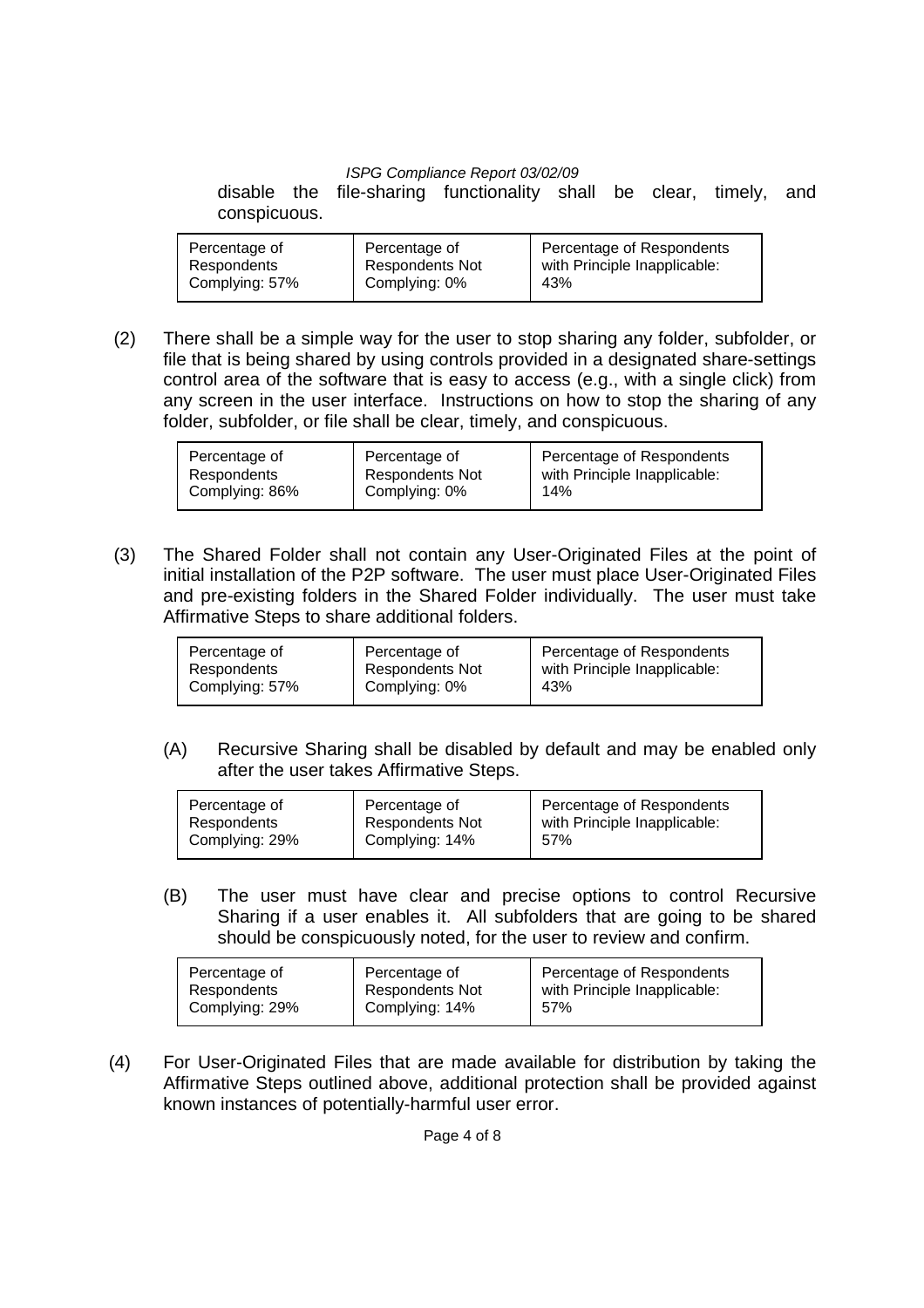disable the file-sharing functionality shall be clear, timely, and conspicuous.

| Percentage of Respondents Complying: 57% | Percentage of Respondents Not Complying: 0% | Percentage of Respondents with Principle Inapplicable: 43% |
|---|---|---|

(2) There shall be a simple way for the user to stop sharing any folder, subfolder, or file that is being shared by using controls provided in a designated share-settings control area of the software that is easy to access (e.g., with a single click) from any screen in the user interface. Instructions on how to stop the sharing of any folder, subfolder, or file shall be clear, timely, and conspicuous.

| Percentage of Respondents Complying: 86% | Percentage of Respondents Not Complying: 0% | Percentage of Respondents with Principle Inapplicable: 14% |
|---|---|---|

(3) The Shared Folder shall not contain any User-Originated Files at the point of initial installation of the P2P software. The user must place User-Originated Files and pre-existing folders in the Shared Folder individually. The user must take Affirmative Steps to share additional folders.

| Percentage of Respondents Complying: 57% | Percentage of Respondents Not Complying: 0% | Percentage of Respondents with Principle Inapplicable: 43% |
|---|---|---|

(A) Recursive Sharing shall be disabled by default and may be enabled only after the user takes Affirmative Steps.

| Percentage of Respondents Complying: 29% | Percentage of Respondents Not Complying: 14% | Percentage of Respondents with Principle Inapplicable: 57% |
|---|---|---|

(B) The user must have clear and precise options to control Recursive Sharing if a user enables it. All subfolders that are going to be shared should be conspicuously noted, for the user to review and confirm.

| Percentage of Respondents Complying: 29% | Percentage of Respondents Not Complying: 14% | Percentage of Respondents with Principle Inapplicable: 57% |
|---|---|---|

(4) For User-Originated Files that are made available for distribution by taking the Affirmative Steps outlined above, additional protection shall be provided against known instances of potentially-harmful user error.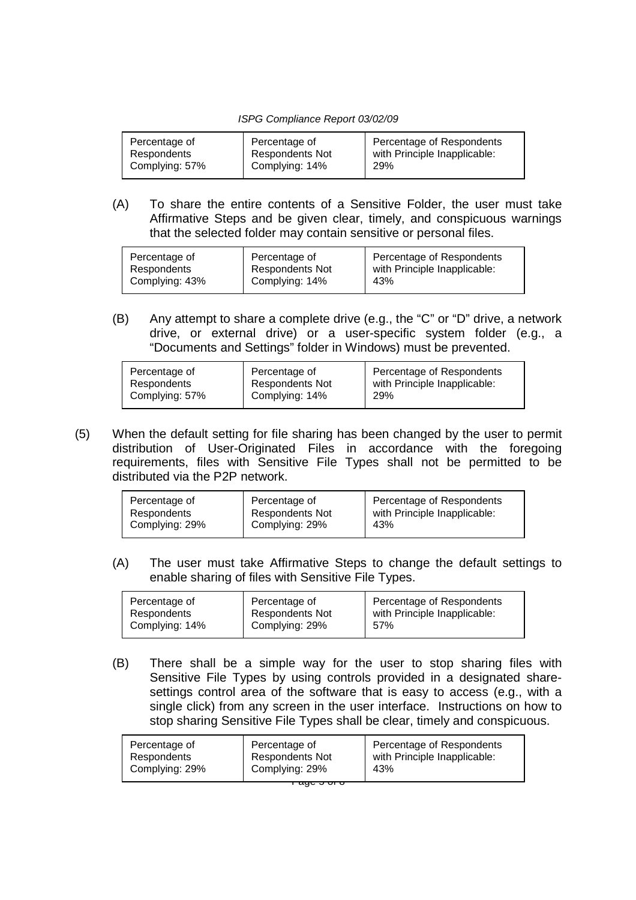| Percentage of Respondents Complying: 57% | Percentage of Respondents Not Complying: 14% | Percentage of Respondents with Principle Inapplicable: 29% |
|---|---|---|

(A) To share the entire contents of a Sensitive Folder, the user must take Affirmative Steps and be given clear, timely, and conspicuous warnings that the selected folder may contain sensitive or personal files.

| Percentage of Respondents Complying: 43% | Percentage of Respondents Not Complying: 14% | Percentage of Respondents with Principle Inapplicable: 43% |
|---|---|---|

(B) Any attempt to share a complete drive (e.g., the "C" or "D" drive, a network drive, or external drive) or a user-specific system folder (e.g., a "Documents and Settings" folder in Windows) must be prevented.

| Percentage of Respondents Complying: 57% | Percentage of Respondents Not Complying: 14% | Percentage of Respondents with Principle Inapplicable: 29% |
|---|---|---|

(5) When the default setting for file sharing has been changed by the user to permit distribution of User-Originated Files in accordance with the foregoing requirements, files with Sensitive File Types shall not be permitted to be distributed via the P2P network.

| Percentage of Respondents Complying: 29% | Percentage of Respondents Not Complying: 29% | Percentage of Respondents with Principle Inapplicable: 43% |
|---|---|---|

(A) The user must take Affirmative Steps to change the default settings to enable sharing of files with Sensitive File Types.

| Percentage of Respondents Complying: 14% | Percentage of Respondents Not Complying: 29% | Percentage of Respondents with Principle Inapplicable: 57% |
|---|---|---|

(B) There shall be a simple way for the user to stop sharing files with Sensitive File Types by using controls provided in a designated share-settings control area of the software that is easy to access (e.g., with a single click) from any screen in the user interface. Instructions on how to stop sharing Sensitive File Types shall be clear, timely and conspicuous.

| Percentage of Respondents Complying: 29% | Percentage of Respondents Not Complying: 29% | Percentage of Respondents with Principle Inapplicable: 43% |
|---|---|---|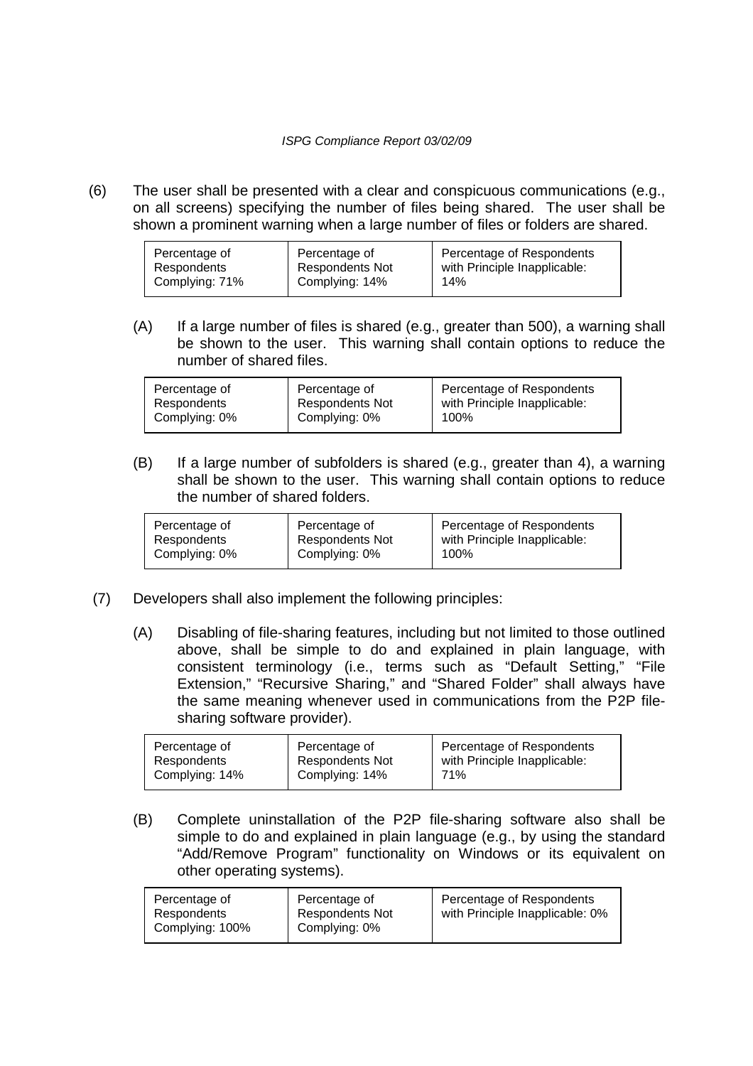(6) The user shall be presented with a clear and conspicuous communications (e.g., on all screens) specifying the number of files being shared. The user shall be shown a prominent warning when a large number of files or folders are shared.

| Percentage of Respondents Complying: 71% | Percentage of Respondents Not Complying: 14% | Percentage of Respondents with Principle Inapplicable: 14% |
|---|---|---|

(A) If a large number of files is shared (e.g., greater than 500), a warning shall be shown to the user. This warning shall contain options to reduce the number of shared files.

| Percentage of Respondents Complying: 0% | Percentage of Respondents Not Complying: 0% | Percentage of Respondents with Principle Inapplicable: 100% |
|---|---|---|

(B) If a large number of subfolders is shared (e.g., greater than 4), a warning shall be shown to the user. This warning shall contain options to reduce the number of shared folders.

| Percentage of Respondents Complying: 0% | Percentage of Respondents Not Complying: 0% | Percentage of Respondents with Principle Inapplicable: 100% |
|---|---|---|

(7) Developers shall also implement the following principles:

(A) Disabling of file-sharing features, including but not limited to those outlined above, shall be simple to do and explained in plain language, with consistent terminology (i.e., terms such as "Default Setting," "File Extension," "Recursive Sharing," and "Shared Folder" shall always have the same meaning whenever used in communications from the P2P file-sharing software provider).

| Percentage of Respondents Complying: 14% | Percentage of Respondents Not Complying: 14% | Percentage of Respondents with Principle Inapplicable: 71% |
|---|---|---|

(B) Complete uninstallation of the P2P file-sharing software also shall be simple to do and explained in plain language (e.g., by using the standard "Add/Remove Program" functionality on Windows or its equivalent on other operating systems).

| Percentage of Respondents Complying: 100% | Percentage of Respondents Not Complying: 0% | Percentage of Respondents with Principle Inapplicable: 0% |
|---|---|---|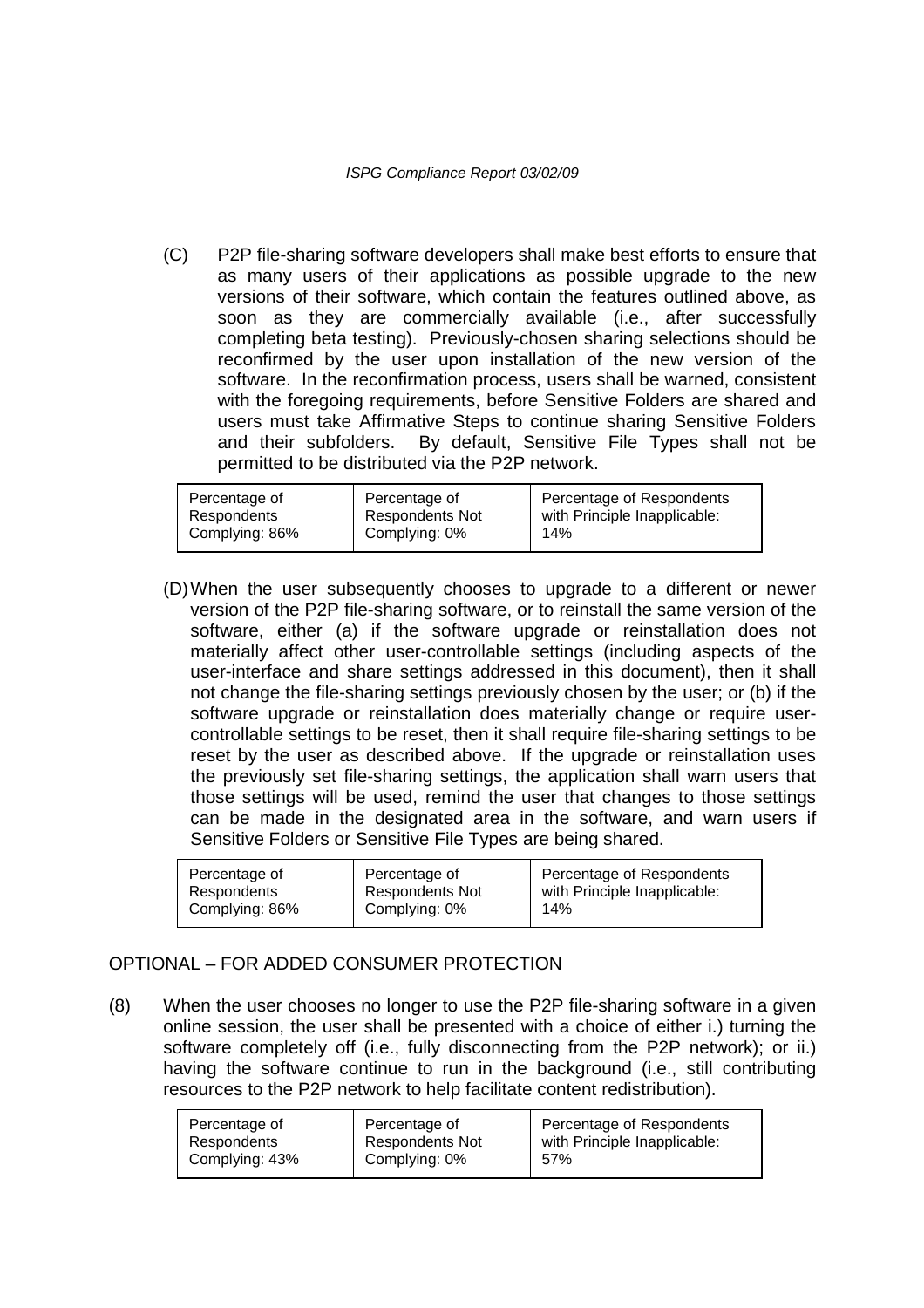(C) P2P file-sharing software developers shall make best efforts to ensure that as many users of their applications as possible upgrade to the new versions of their software, which contain the features outlined above, as soon as they are commercially available (i.e., after successfully completing beta testing). Previously-chosen sharing selections should be reconfirmed by the user upon installation of the new version of the software. In the reconfirmation process, users shall be warned, consistent with the foregoing requirements, before Sensitive Folders are shared and users must take Affirmative Steps to continue sharing Sensitive Folders and their subfolders. By default, Sensitive File Types shall not be permitted to be distributed via the P2P network.

| Percentage of Respondents Complying: 86% | Percentage of Respondents Not Complying: 0% | Percentage of Respondents with Principle Inapplicable: 14% |
|---|---|---|

(D) When the user subsequently chooses to upgrade to a different or newer version of the P2P file-sharing software, or to reinstall the same version of the software, either (a) if the software upgrade or reinstallation does not materially affect other user-controllable settings (including aspects of the user-interface and share settings addressed in this document), then it shall not change the file-sharing settings previously chosen by the user; or (b) if the software upgrade or reinstallation does materially change or require user-controllable settings to be reset, then it shall require file-sharing settings to be reset by the user as described above. If the upgrade or reinstallation uses the previously set file-sharing settings, the application shall warn users that those settings will be used, remind the user that changes to those settings can be made in the designated area in the software, and warn users if Sensitive Folders or Sensitive File Types are being shared.

| Percentage of Respondents Complying: 86% | Percentage of Respondents Not Complying: 0% | Percentage of Respondents with Principle Inapplicable: 14% |
|---|---|---|

OPTIONAL – FOR ADDED CONSUMER PROTECTION

(8) When the user chooses no longer to use the P2P file-sharing software in a given online session, the user shall be presented with a choice of either i.) turning the software completely off (i.e., fully disconnecting from the P2P network); or ii.) having the software continue to run in the background (i.e., still contributing resources to the P2P network to help facilitate content redistribution).

| Percentage of Respondents Complying: 43% | Percentage of Respondents Not Complying: 0% | Percentage of Respondents with Principle Inapplicable: 57% |
|---|---|---|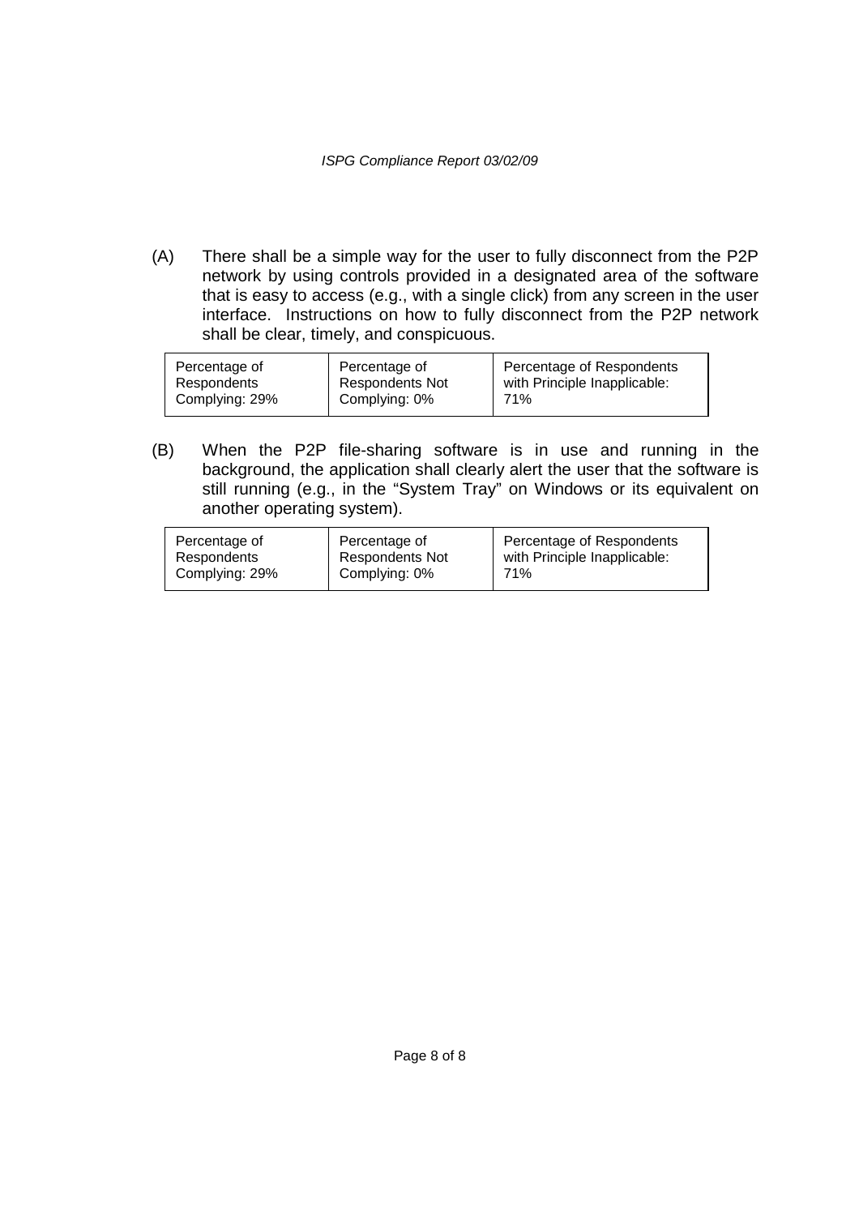(A) There shall be a simple way for the user to fully disconnect from the P2P network by using controls provided in a designated area of the software that is easy to access (e.g., with a single click) from any screen in the user interface. Instructions on how to fully disconnect from the P2P network shall be clear, timely, and conspicuous.

| | | |
|---|---|---|
| Percentage of Respondents Complying: 29% | Percentage of Respondents Not Complying: 0% | Percentage of Respondents with Principle Inapplicable: 71% |

(B) When the P2P file-sharing software is in use and running in the background, the application shall clearly alert the user that the software is still running (e.g., in the "System Tray" on Windows or its equivalent on another operating system).

| | | |
|---|---|---|
| Percentage of Respondents Complying: 29% | Percentage of Respondents Not Complying: 0% | Percentage of Respondents with Principle Inapplicable: 71% |